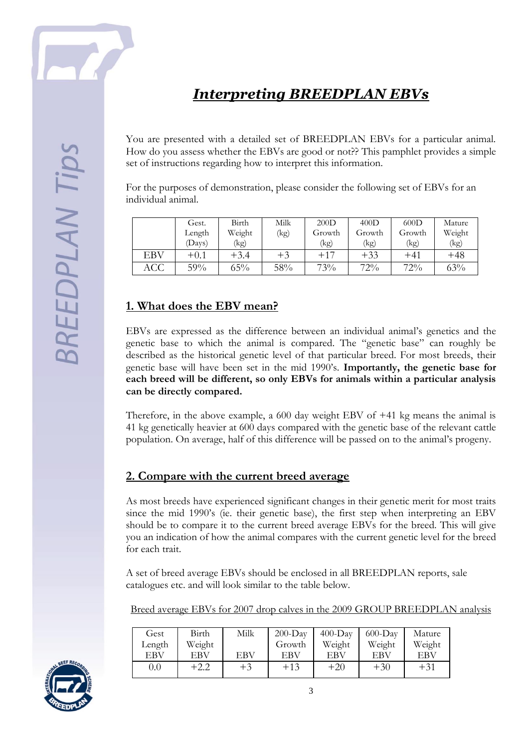# *Interpreting BREEDPLAN EBVs*

You are presented with a detailed set of BREEDPLAN EBVs for a particular animal. How do you assess whether the EBVs are good or not?? This pamphlet provides a simple set of instructions regarding how to interpret this information.

For the purposes of demonstration, please consider the following set of EBVs for an individual animal.

| | Gest. Length (Days) | Birth Weight (kg) | Milk (kg) | 200D Growth (kg) | 400D Growth (kg) | 600D Growth (kg) | Mature Weight (kg) |
|---|---|---|---|---|---|---|---|
| EBV | +0.1 | +3.4 | +3 | +17 | +33 | +41 | +48 |
| ACC | 59% | 65% | 58% | 73% | 72% | 72% | 63% |

## 1. What does the EBV mean?

EBVs are expressed as the difference between an individual animal's genetics and the genetic base to which the animal is compared. The "genetic base" can roughly be described as the historical genetic level of that particular breed. For most breeds, their genetic base will have been set in the mid 1990's. **Importantly, the genetic base for each breed will be different, so only EBVs for animals within a particular analysis can be directly compared.**

Therefore, in the above example, a 600 day weight EBV of +41 kg means the animal is 41 kg genetically heavier at 600 days compared with the genetic base of the relevant cattle population. On average, half of this difference will be passed on to the animal's progeny.

## 2. Compare with the current breed average

As most breeds have experienced significant changes in their genetic merit for most traits since the mid 1990's (ie. their genetic base), the first step when interpreting an EBV should be to compare it to the current breed average EBVs for the breed. This will give you an indication of how the animal compares with the current genetic level for the breed for each trait.

A set of breed average EBVs should be enclosed in all BREEDPLAN reports, sale catalogues etc. and will look similar to the table below.

Breed average EBVs for 2007 drop calves in the 2009 GROUP BREEDPLAN analysis

| Gest Length EBV | Birth Weight EBV | Milk EBV | 200-Day Growth EBV | 400-Day Weight EBV | 600-Day Weight EBV | Mature Weight EBV |
|---|---|---|---|---|---|---|
| 0.0 | +2.2 | +3 | +13 | +20 | +30 | +31 |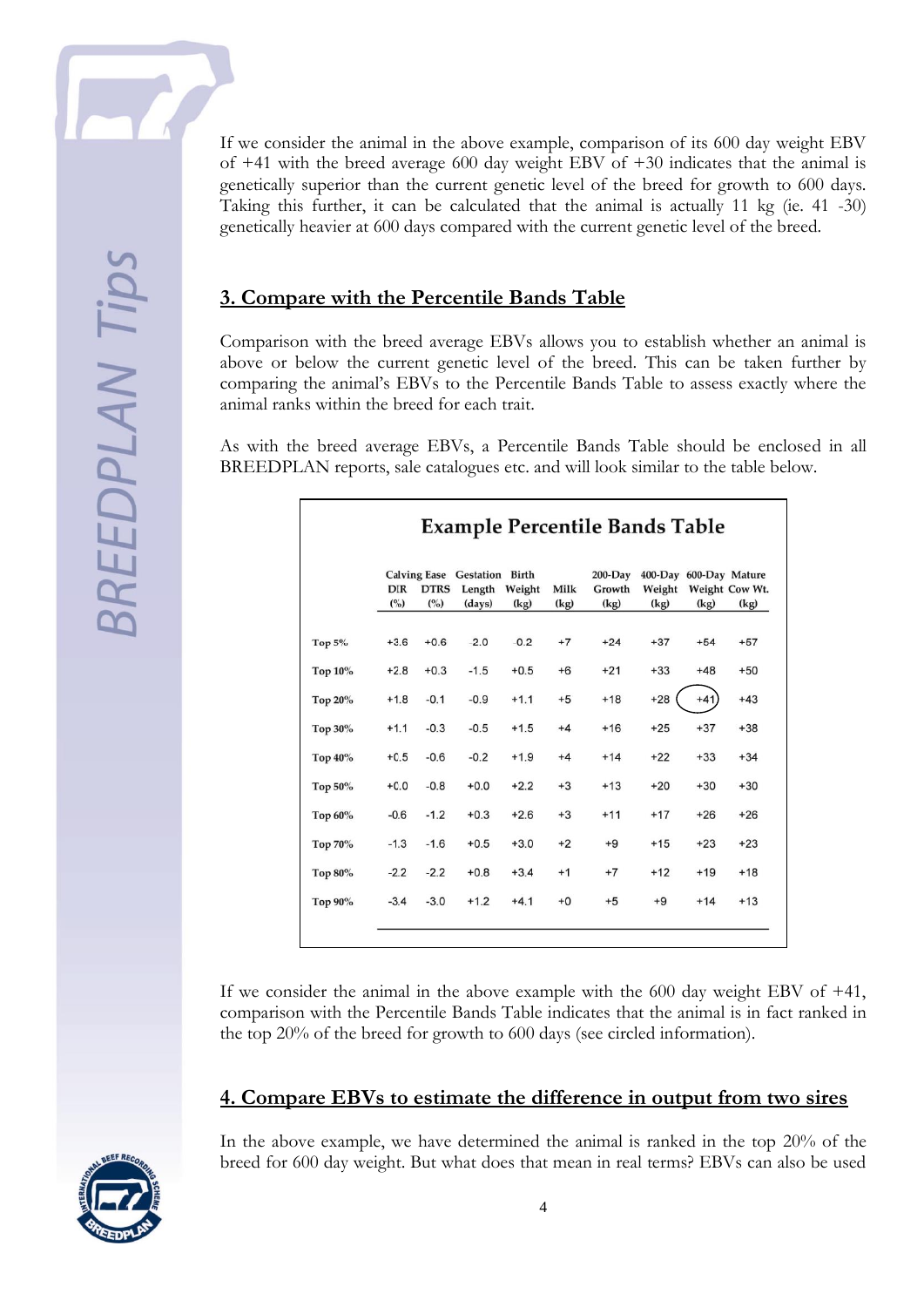If we consider the animal in the above example, comparison of its 600 day weight EBV of +41 with the breed average 600 day weight EBV of +30 indicates that the animal is genetically superior than the current genetic level of the breed for growth to 600 days. Taking this further, it can be calculated that the animal is actually 11 kg (ie. 41 -30) genetically heavier at 600 days compared with the current genetic level of the breed.

## 3. Compare with the Percentile Bands Table

Comparison with the breed average EBVs allows you to establish whether an animal is above or below the current genetic level of the breed. This can be taken further by comparing the animal's EBVs to the Percentile Bands Table to assess exactly where the animal ranks within the breed for each trait.

As with the breed average EBVs, a Percentile Bands Table should be enclosed in all BREEDPLAN reports, sale catalogues etc. and will look similar to the table below.

**Example Percentile Bands Table**

| | Calving Ease DIR (%) | Calving Ease DTRS (%) | Gestation Length (days) | Birth Weight (kg) | Milk (kg) | 200-Day Growth (kg) | 400-Day Weight (kg) | 600-Day Weight (kg) | Mature Cow Wt. (kg) |
|---|---|---|---|---|---|---|---|---|---|
| Top 5% | +3.6 | +0.6 | -2.0 | -0.2 | +7 | +24 | +37 | +54 | +57 |
| Top 10% | +2.8 | +0.3 | -1.5 | +0.5 | +6 | +21 | +33 | +48 | +50 |
| Top 20% | +1.8 | -0.1 | -0.9 | +1.1 | +5 | +18 | +28 | +41 | +43 |
| Top 30% | +1.1 | -0.3 | -0.5 | +1.5 | +4 | +16 | +25 | +37 | +38 |
| Top 40% | +0.5 | -0.6 | -0.2 | +1.9 | +4 | +14 | +22 | +33 | +34 |
| Top 50% | +0.0 | -0.8 | +0.0 | +2.2 | +3 | +13 | +20 | +30 | +30 |
| Top 60% | -0.6 | -1.2 | +0.3 | +2.6 | +3 | +11 | +17 | +26 | +26 |
| Top 70% | -1.3 | -1.6 | +0.5 | +3.0 | +2 | +9 | +15 | +23 | +23 |
| Top 80% | -2.2 | -2.2 | +0.8 | +3.4 | +1 | +7 | +12 | +19 | +18 |
| Top 90% | -3.4 | -3.0 | +1.2 | +4.1 | +0 | +5 | +9 | +14 | +13 |

If we consider the animal in the above example with the 600 day weight EBV of +41, comparison with the Percentile Bands Table indicates that the animal is in fact ranked in the top 20% of the breed for growth to 600 days (see circled information).

## 4. Compare EBVs to estimate the difference in output from two sires

In the above example, we have determined the animal is ranked in the top 20% of the breed for 600 day weight. But what does that mean in real terms? EBVs can also be used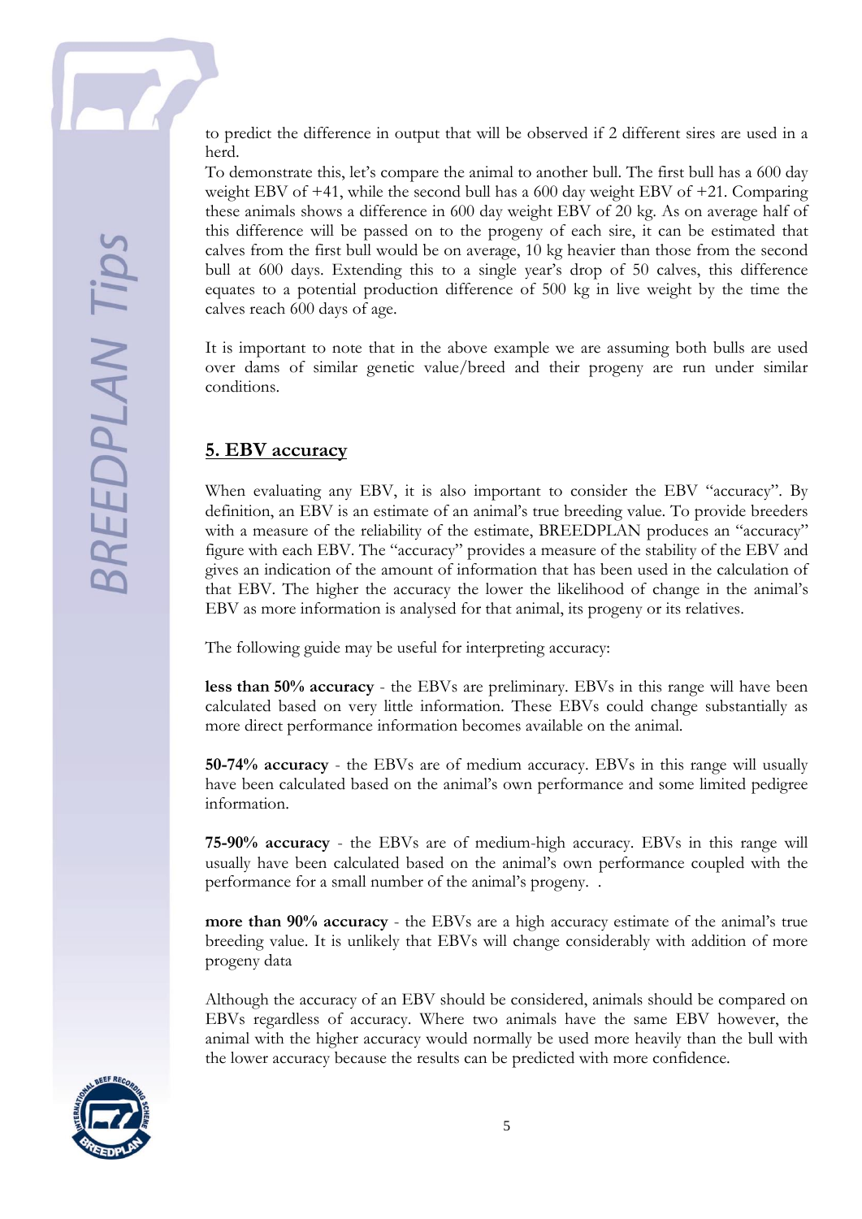to predict the difference in output that will be observed if 2 different sires are used in a herd.

To demonstrate this, let's compare the animal to another bull. The first bull has a 600 day weight EBV of +41, while the second bull has a 600 day weight EBV of +21. Comparing these animals shows a difference in 600 day weight EBV of 20 kg. As on average half of this difference will be passed on to the progeny of each sire, it can be estimated that calves from the first bull would be on average, 10 kg heavier than those from the second bull at 600 days. Extending this to a single year's drop of 50 calves, this difference equates to a potential production difference of 500 kg in live weight by the time the calves reach 600 days of age.

It is important to note that in the above example we are assuming both bulls are used over dams of similar genetic value/breed and their progeny are run under similar conditions.

## 5. EBV accuracy

When evaluating any EBV, it is also important to consider the EBV "accuracy". By definition, an EBV is an estimate of an animal's true breeding value. To provide breeders with a measure of the reliability of the estimate, BREEDPLAN produces an "accuracy" figure with each EBV. The "accuracy" provides a measure of the stability of the EBV and gives an indication of the amount of information that has been used in the calculation of that EBV. The higher the accuracy the lower the likelihood of change in the animal's EBV as more information is analysed for that animal, its progeny or its relatives.

The following guide may be useful for interpreting accuracy:

**less than 50% accuracy** - the EBVs are preliminary. EBVs in this range will have been calculated based on very little information. These EBVs could change substantially as more direct performance information becomes available on the animal.

**50-74% accuracy** - the EBVs are of medium accuracy. EBVs in this range will usually have been calculated based on the animal's own performance and some limited pedigree information.

**75-90% accuracy** - the EBVs are of medium-high accuracy. EBVs in this range will usually have been calculated based on the animal's own performance coupled with the performance for a small number of the animal's progeny. .

**more than 90% accuracy** - the EBVs are a high accuracy estimate of the animal's true breeding value. It is unlikely that EBVs will change considerably with addition of more progeny data

Although the accuracy of an EBV should be considered, animals should be compared on EBVs regardless of accuracy. Where two animals have the same EBV however, the animal with the higher accuracy would normally be used more heavily than the bull with the lower accuracy because the results can be predicted with more confidence.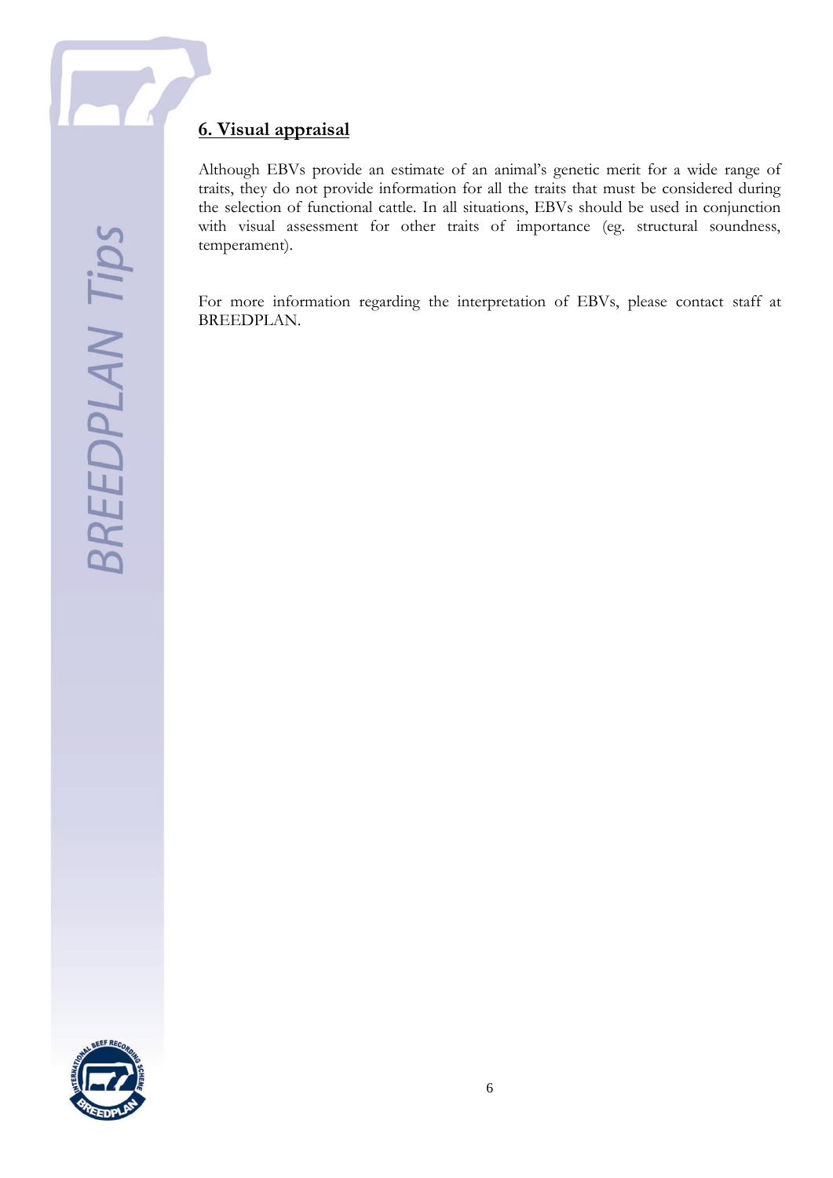## 6. Visual appraisal

Although EBVs provide an estimate of an animal's genetic merit for a wide range of traits, they do not provide information for all the traits that must be considered during the selection of functional cattle. In all situations, EBVs should be used in conjunction with visual assessment for other traits of importance (eg. structural soundness, temperament).

For more information regarding the interpretation of EBVs, please contact staff at BREEDPLAN.